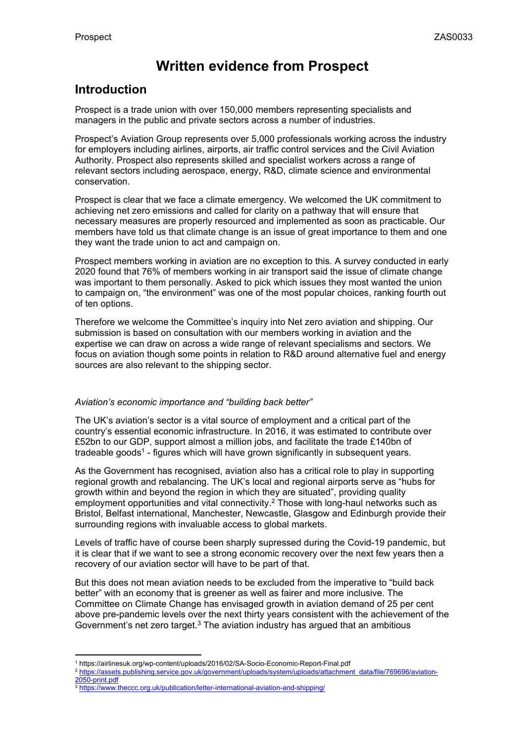# Written evidence from Prospect

## Introduction

Prospect is a trade union with over 150,000 members representing specialists and managers in the public and private sectors across a number of industries.

Prospect's Aviation Group represents over 5,000 professionals working across the industry for employers including airlines, airports, air traffic control services and the Civil Aviation Authority. Prospect also represents skilled and specialist workers across a range of relevant sectors including aerospace, energy, R&D, climate science and environmental conservation.

Prospect is clear that we face a climate emergency. We welcomed the UK commitment to achieving net zero emissions and called for clarity on a pathway that will ensure that necessary measures are properly resourced and implemented as soon as practicable. Our members have told us that climate change is an issue of great importance to them and one they want the trade union to act and campaign on.

Prospect members working in aviation are no exception to this. A survey conducted in early 2020 found that 76% of members working in air transport said the issue of climate change was important to them personally. Asked to pick which issues they most wanted the union to campaign on, "the environment" was one of the most popular choices, ranking fourth out of ten options.

Therefore we welcome the Committee's inquiry into Net zero aviation and shipping. Our submission is based on consultation with our members working in aviation and the expertise we can draw on across a wide range of relevant specialisms and sectors. We focus on aviation though some points in relation to R&D around alternative fuel and energy sources are also relevant to the shipping sector.

*Aviation's economic importance and "building back better"*

The UK's aviation's sector is a vital source of employment and a critical part of the country's essential economic infrastructure. In 2016, it was estimated to contribute over £52bn to our GDP, support almost a million jobs, and facilitate the trade £140bn of tradeable goods[1] - figures which will have grown significantly in subsequent years.

As the Government has recognised, aviation also has a critical role to play in supporting regional growth and rebalancing. The UK's local and regional airports serve as "hubs for growth within and beyond the region in which they are situated", providing quality employment opportunities and vital connectivity.[2] Those with long-haul networks such as Bristol, Belfast international, Manchester, Newcastle, Glasgow and Edinburgh provide their surrounding regions with invaluable access to global markets.

Levels of traffic have of course been sharply supressed during the Covid-19 pandemic, but it is clear that if we want to see a strong economic recovery over the next few years then a recovery of our aviation sector will have to be part of that.

But this does not mean aviation needs to be excluded from the imperative to "build back better" with an economy that is greener as well as fairer and more inclusive. The Committee on Climate Change has envisaged growth in aviation demand of 25 per cent above pre-pandemic levels over the next thirty years consistent with the achievement of the Government's net zero target.[3] The aviation industry has argued that an ambitious

---

[1] https://airlinesuk.org/wp-content/uploads/2016/02/SA-Socio-Economic-Report-Final.pdf

[2] https://assets.publishing.service.gov.uk/government/uploads/system/uploads/attachment_data/file/769696/aviation-2050-print.pdf

[3] https://www.theccc.org.uk/publication/letter-international-aviation-and-shipping/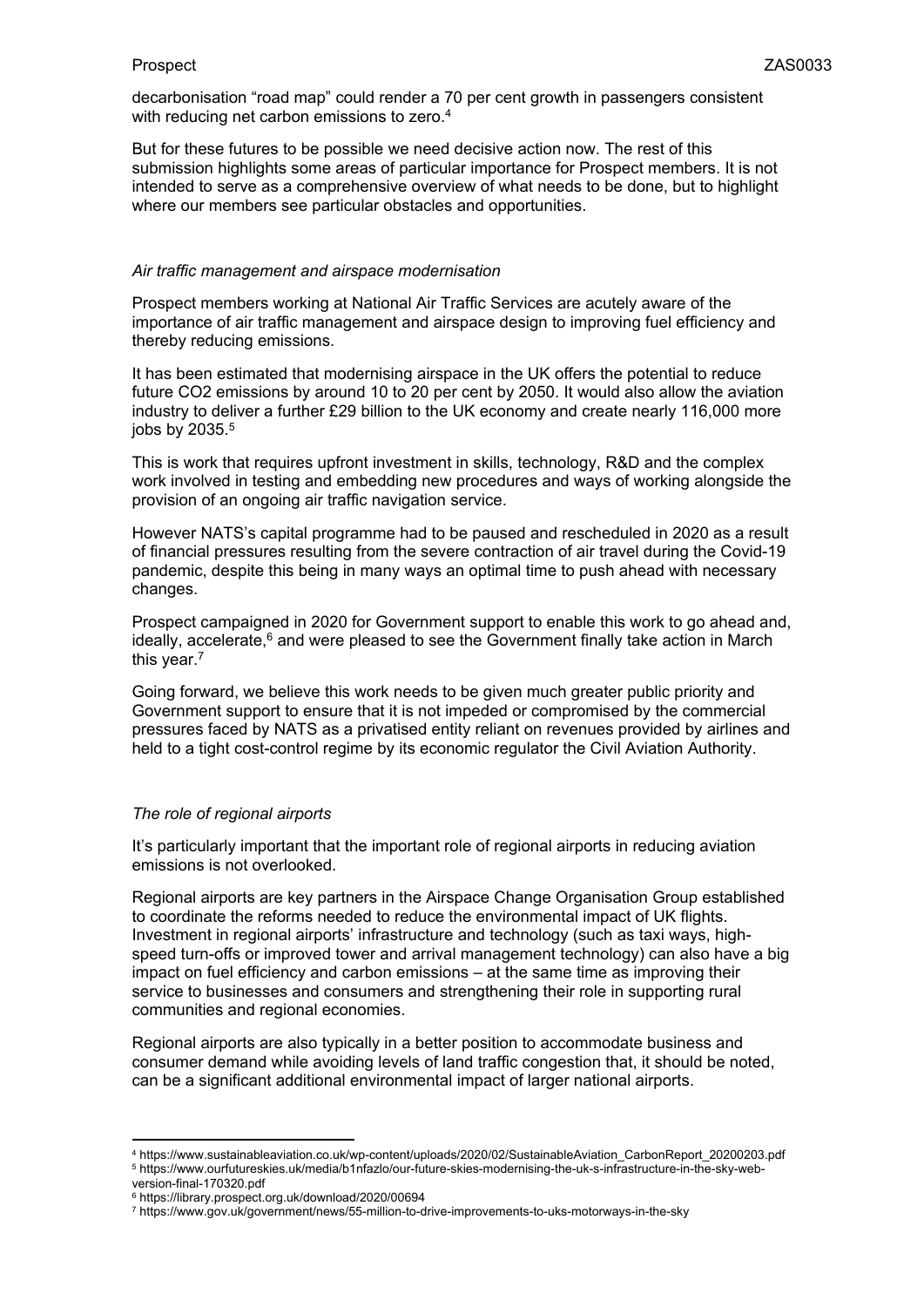decarbonisation “road map” could render a 70 per cent growth in passengers consistent with reducing net carbon emissions to zero.[4]

But for these futures to be possible we need decisive action now. The rest of this submission highlights some areas of particular importance for Prospect members. It is not intended to serve as a comprehensive overview of what needs to be done, but to highlight where our members see particular obstacles and opportunities.

*Air traffic management and airspace modernisation*

Prospect members working at National Air Traffic Services are acutely aware of the importance of air traffic management and airspace design to improving fuel efficiency and thereby reducing emissions.

It has been estimated that modernising airspace in the UK offers the potential to reduce future $CO_2$ emissions by around 10 to 20 per cent by 2050. It would also allow the aviation industry to deliver a further £29 billion to the UK economy and create nearly 116,000 more jobs by 2035.[5]

This is work that requires upfront investment in skills, technology, R&D and the complex work involved in testing and embedding new procedures and ways of working alongside the provision of an ongoing air traffic navigation service.

However NATS’s capital programme had to be paused and rescheduled in 2020 as a result of financial pressures resulting from the severe contraction of air travel during the Covid-19 pandemic, despite this being in many ways an optimal time to push ahead with necessary changes.

Prospect campaigned in 2020 for Government support to enable this work to go ahead and, ideally, accelerate,[6] and were pleased to see the Government finally take action in March this year.[7]

Going forward, we believe this work needs to be given much greater public priority and Government support to ensure that it is not impeded or compromised by the commercial pressures faced by NATS as a privatised entity reliant on revenues provided by airlines and held to a tight cost-control regime by its economic regulator the Civil Aviation Authority.

*The role of regional airports*

It’s particularly important that the important role of regional airports in reducing aviation emissions is not overlooked.

Regional airports are key partners in the Airspace Change Organisation Group established to coordinate the reforms needed to reduce the environmental impact of UK flights. Investment in regional airports’ infrastructure and technology (such as taxi ways, high-speed turn-offs or improved tower and arrival management technology) can also have a big impact on fuel efficiency and carbon emissions – at the same time as improving their service to businesses and consumers and strengthening their role in supporting rural communities and regional economies.

Regional airports are also typically in a better position to accommodate business and consumer demand while avoiding levels of land traffic congestion that, it should be noted, can be a significant additional environmental impact of larger national airports.

---

[4] https://www.sustainableaviation.co.uk/wp-content/uploads/2020/02/SustainableAviation_CarbonReport_20200203.pdf
[5] https://www.ourfutureskies.uk/media/b1nfazlo/our-future-skies-modernising-the-uk-s-infrastructure-in-the-sky-web-version-final-170320.pdf
[6] https://library.prospect.org.uk/download/2020/00694
[7] https://www.gov.uk/government/news/55-million-to-drive-improvements-to-uks-motorways-in-the-sky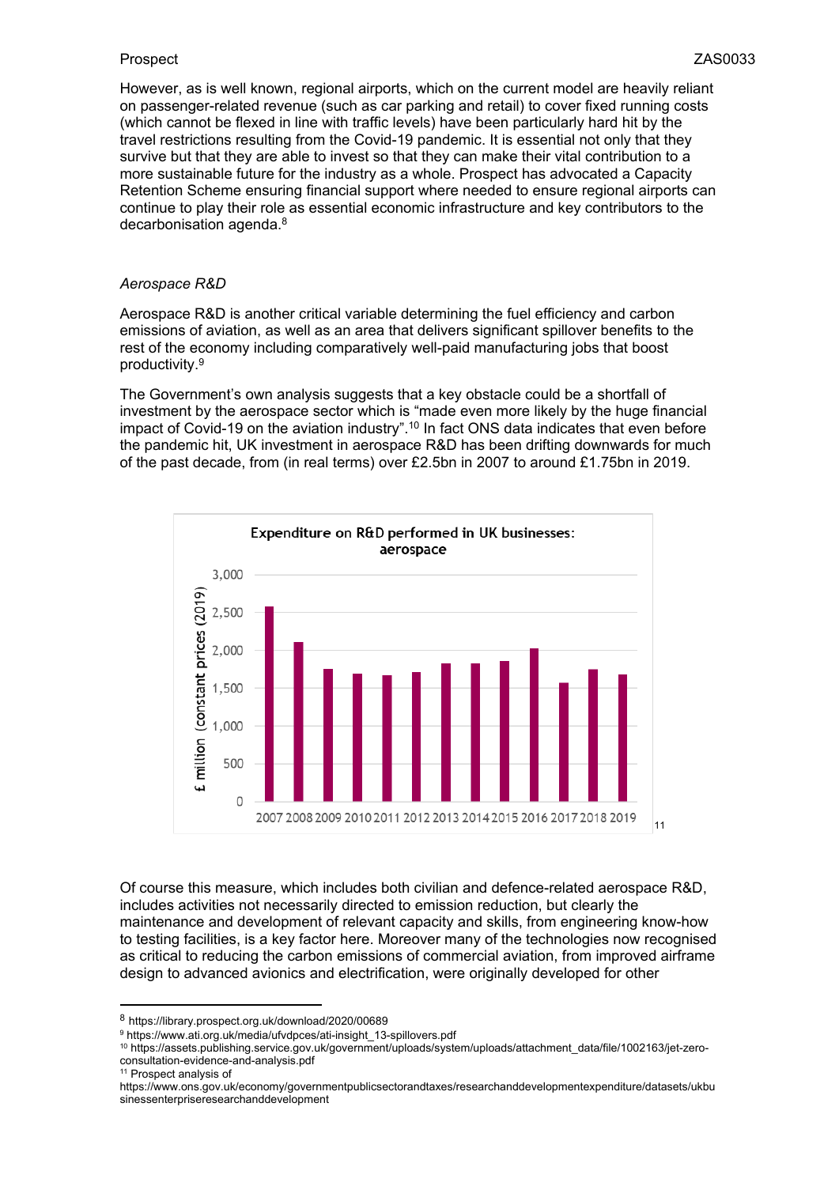However, as is well known, regional airports, which on the current model are heavily reliant on passenger-related revenue (such as car parking and retail) to cover fixed running costs (which cannot be flexed in line with traffic levels) have been particularly hard hit by the travel restrictions resulting from the Covid-19 pandemic. It is essential not only that they survive but that they are able to invest so that they can make their vital contribution to a more sustainable future for the industry as a whole. Prospect has advocated a Capacity Retention Scheme ensuring financial support where needed to ensure regional airports can continue to play their role as essential economic infrastructure and key contributors to the decarbonisation agenda.[8]

*Aerospace R&D*

Aerospace R&D is another critical variable determining the fuel efficiency and carbon emissions of aviation, as well as an area that delivers significant spillover benefits to the rest of the economy including comparatively well-paid manufacturing jobs that boost productivity.[9]

The Government's own analysis suggests that a key obstacle could be a shortfall of investment by the aerospace sector which is "made even more likely by the huge financial impact of Covid-19 on the aviation industry".[10] In fact ONS data indicates that even before the pandemic hit, UK investment in aerospace R&D has been drifting downwards for much of the past decade, from (in real terms) over £2.5bn in 2007 to around £1.75bn in 2019.

**Expenditure on R&D performed in UK businesses: aerospace** [11]

Of course this measure, which includes both civilian and defence-related aerospace R&D, includes activities not necessarily directed to emission reduction, but clearly the maintenance and development of relevant capacity and skills, from engineering know-how to testing facilities, is a key factor here. Moreover many of the technologies now recognised as critical to reducing the carbon emissions of commercial aviation, from improved airframe design to advanced avionics and electrification, were originally developed for other

---

[8] https://library.prospect.org.uk/download/2020/00689

[9] https://www.ati.org.uk/media/ufvdpces/ati-insight_13-spillovers.pdf

[10] https://assets.publishing.service.gov.uk/government/uploads/system/uploads/attachment_data/file/1002163/jet-zero-consultation-evidence-and-analysis.pdf

[11] Prospect analysis of https://www.ons.gov.uk/economy/governmentpublicsectorandtaxes/researchanddevelopmentexpenditure/datasets/ukbusinessenterpriseresearchanddevelopment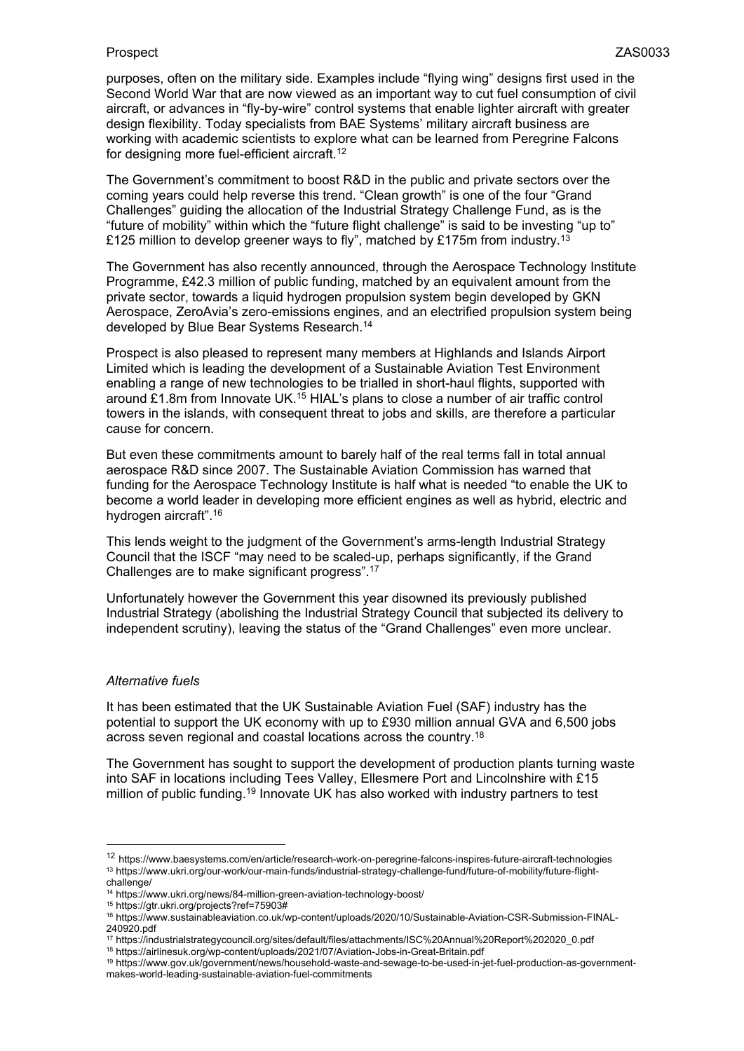purposes, often on the military side. Examples include "flying wing" designs first used in the Second World War that are now viewed as an important way to cut fuel consumption of civil aircraft, or advances in "fly-by-wire" control systems that enable lighter aircraft with greater design flexibility. Today specialists from BAE Systems' military aircraft business are working with academic scientists to explore what can be learned from Peregrine Falcons for designing more fuel-efficient aircraft.[12]

The Government's commitment to boost R&D in the public and private sectors over the coming years could help reverse this trend. "Clean growth" is one of the four "Grand Challenges" guiding the allocation of the Industrial Strategy Challenge Fund, as is the "future of mobility" within which the "future flight challenge" is said to be investing "up to" £125 million to develop greener ways to fly", matched by £175m from industry.[13]

The Government has also recently announced, through the Aerospace Technology Institute Programme, £42.3 million of public funding, matched by an equivalent amount from the private sector, towards a liquid hydrogen propulsion system begin developed by GKN Aerospace, ZeroAvia's zero-emissions engines, and an electrified propulsion system being developed by Blue Bear Systems Research.[14]

Prospect is also pleased to represent many members at Highlands and Islands Airport Limited which is leading the development of a Sustainable Aviation Test Environment enabling a range of new technologies to be trialled in short-haul flights, supported with around £1.8m from Innovate UK.[15] HIAL's plans to close a number of air traffic control towers in the islands, with consequent threat to jobs and skills, are therefore a particular cause for concern.

But even these commitments amount to barely half of the real terms fall in total annual aerospace R&D since 2007. The Sustainable Aviation Commission has warned that funding for the Aerospace Technology Institute is half what is needed "to enable the UK to become a world leader in developing more efficient engines as well as hybrid, electric and hydrogen aircraft".[16]

This lends weight to the judgment of the Government's arms-length Industrial Strategy Council that the ISCF "may need to be scaled-up, perhaps significantly, if the Grand Challenges are to make significant progress".[17]

Unfortunately however the Government this year disowned its previously published Industrial Strategy (abolishing the Industrial Strategy Council that subjected its delivery to independent scrutiny), leaving the status of the "Grand Challenges" even more unclear.

*Alternative fuels*

It has been estimated that the UK Sustainable Aviation Fuel (SAF) industry has the potential to support the UK economy with up to £930 million annual GVA and 6,500 jobs across seven regional and coastal locations across the country.[18]

The Government has sought to support the development of production plants turning waste into SAF in locations including Tees Valley, Ellesmere Port and Lincolnshire with £15 million of public funding.[19] Innovate UK has also worked with industry partners to test

---

[12] https://www.baesystems.com/en/article/research-work-on-peregrine-falcons-inspires-future-aircraft-technologies

[13] https://www.ukri.org/our-work/our-main-funds/industrial-strategy-challenge-fund/future-of-mobility/future-flight-challenge/

[14] https://www.ukri.org/news/84-million-green-aviation-technology-boost/

[15] https://gtr.ukri.org/projects?ref=75903#

[16] https://www.sustainableaviation.co.uk/wp-content/uploads/2020/10/Sustainable-Aviation-CSR-Submission-FINAL-240920.pdf

[17] https://industrialstrategycouncil.org/sites/default/files/attachments/ISC%20Annual%20Report%202020_0.pdf

[18] https://airlinesuk.org/wp-content/uploads/2021/07/Aviation-Jobs-in-Great-Britain.pdf

[19] https://www.gov.uk/government/news/household-waste-and-sewage-to-be-used-in-jet-fuel-production-as-government-makes-world-leading-sustainable-aviation-fuel-commitments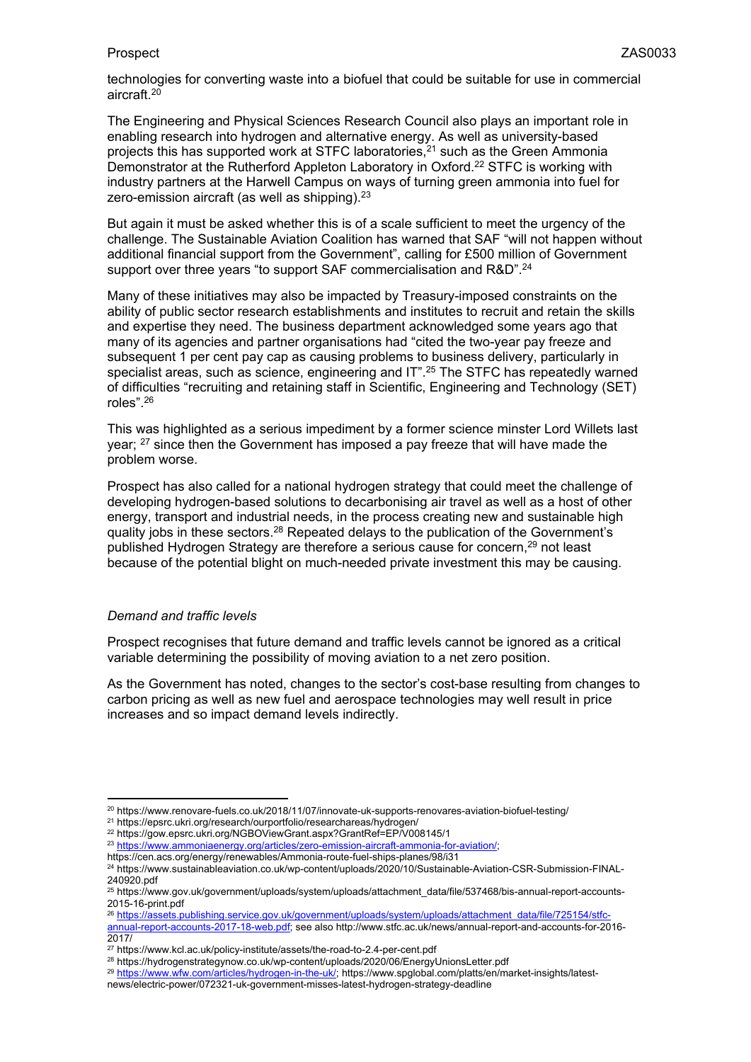technologies for converting waste into a biofuel that could be suitable for use in commercial aircraft.[20]

The Engineering and Physical Sciences Research Council also plays an important role in enabling research into hydrogen and alternative energy. As well as university-based projects this has supported work at STFC laboratories,[21] such as the Green Ammonia Demonstrator at the Rutherford Appleton Laboratory in Oxford.[22] STFC is working with industry partners at the Harwell Campus on ways of turning green ammonia into fuel for zero-emission aircraft (as well as shipping).[23]

But again it must be asked whether this is of a scale sufficient to meet the urgency of the challenge. The Sustainable Aviation Coalition has warned that SAF "will not happen without additional financial support from the Government", calling for £500 million of Government support over three years "to support SAF commercialisation and R&D".[24]

Many of these initiatives may also be impacted by Treasury-imposed constraints on the ability of public sector research establishments and institutes to recruit and retain the skills and expertise they need. The business department acknowledged some years ago that many of its agencies and partner organisations had "cited the two-year pay freeze and subsequent 1 per cent pay cap as causing problems to business delivery, particularly in specialist areas, such as science, engineering and IT".[25] The STFC has repeatedly warned of difficulties "recruiting and retaining staff in Scientific, Engineering and Technology (SET) roles".[26]

This was highlighted as a serious impediment by a former science minster Lord Willets last year; [27] since then the Government has imposed a pay freeze that will have made the problem worse.

Prospect has also called for a national hydrogen strategy that could meet the challenge of developing hydrogen-based solutions to decarbonising air travel as well as a host of other energy, transport and industrial needs, in the process creating new and sustainable high quality jobs in these sectors.[28] Repeated delays to the publication of the Government's published Hydrogen Strategy are therefore a serious cause for concern,[29] not least because of the potential blight on much-needed private investment this may be causing.

*Demand and traffic levels*

Prospect recognises that future demand and traffic levels cannot be ignored as a critical variable determining the possibility of moving aviation to a net zero position.

As the Government has noted, changes to the sector's cost-base resulting from changes to carbon pricing as well as new fuel and aerospace technologies may well result in price increases and so impact demand levels indirectly.

---

[20] https://www.renovare-fuels.co.uk/2018/11/07/innovate-uk-supports-renovares-aviation-biofuel-testing/

[21] https://epsrc.ukri.org/research/ourportfolio/researchareas/hydrogen/

[22] https://gow.epsrc.ukri.org/NGBOViewGrant.aspx?GrantRef=EP/V008145/1

[23] https://www.ammoniaenergy.org/articles/zero-emission-aircraft-ammonia-for-aviation/; https://cen.acs.org/energy/renewables/Ammonia-route-fuel-ships-planes/98/i31

[24] https://www.sustainableaviation.co.uk/wp-content/uploads/2020/10/Sustainable-Aviation-CSR-Submission-FINAL-240920.pdf

[25] https://www.gov.uk/government/uploads/system/uploads/attachment_data/file/537468/bis-annual-report-accounts-2015-16-print.pdf

[26] https://assets.publishing.service.gov.uk/government/uploads/system/uploads/attachment_data/file/725154/stfc-annual-report-accounts-2017-18-web.pdf; see also http://www.stfc.ac.uk/news/annual-report-and-accounts-for-2016-2017/

[27] https://www.kcl.ac.uk/policy-institute/assets/the-road-to-2.4-per-cent.pdf

[28] https://hydrogenstrategynow.co.uk/wp-content/uploads/2020/06/EnergyUnionsLetter.pdf

[29] https://www.wfw.com/articles/hydrogen-in-the-uk/; https://www.spglobal.com/platts/en/market-insights/latest-news/electric-power/072321-uk-government-misses-latest-hydrogen-strategy-deadline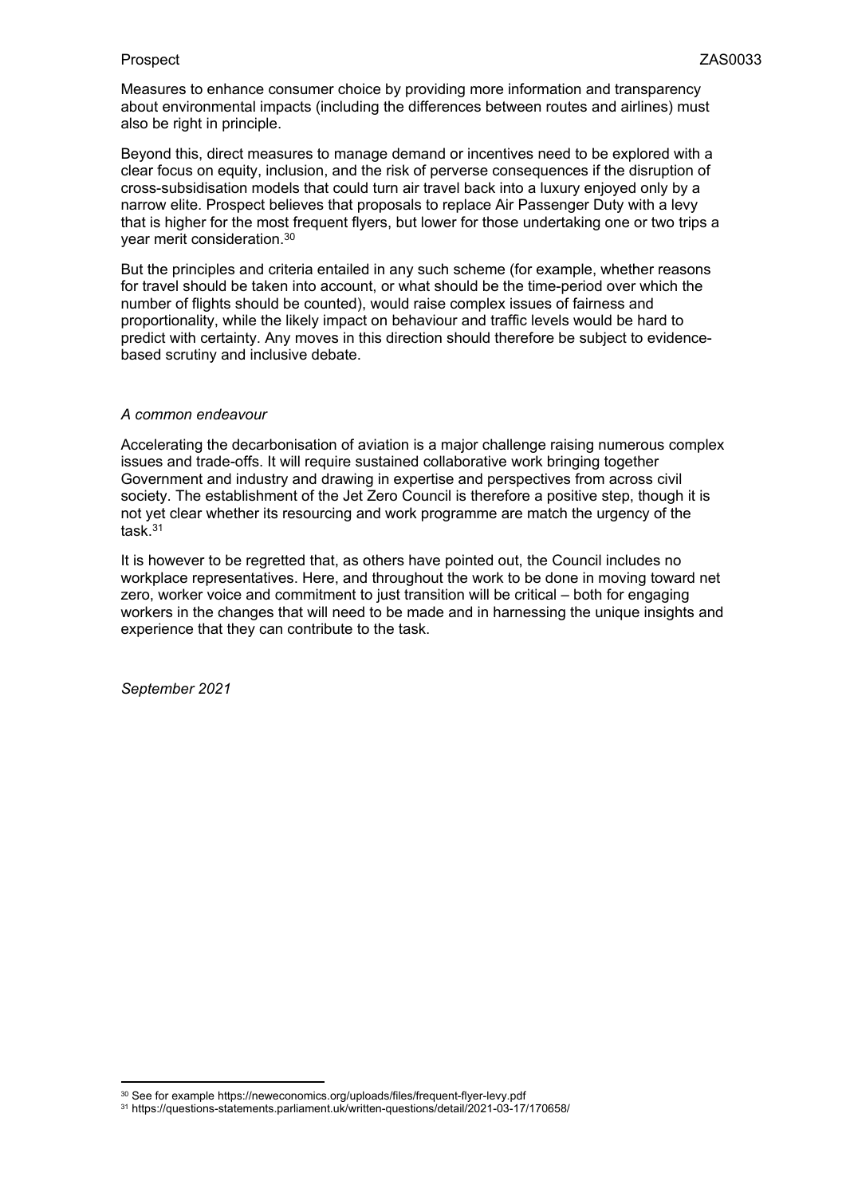Measures to enhance consumer choice by providing more information and transparency about environmental impacts (including the differences between routes and airlines) must also be right in principle.

Beyond this, direct measures to manage demand or incentives need to be explored with a clear focus on equity, inclusion, and the risk of perverse consequences if the disruption of cross-subsidisation models that could turn air travel back into a luxury enjoyed only by a narrow elite. Prospect believes that proposals to replace Air Passenger Duty with a levy that is higher for the most frequent flyers, but lower for those undertaking one or two trips a year merit consideration.[30]

But the principles and criteria entailed in any such scheme (for example, whether reasons for travel should be taken into account, or what should be the time-period over which the number of flights should be counted), would raise complex issues of fairness and proportionality, while the likely impact on behaviour and traffic levels would be hard to predict with certainty. Any moves in this direction should therefore be subject to evidence-based scrutiny and inclusive debate.

*A common endeavour*

Accelerating the decarbonisation of aviation is a major challenge raising numerous complex issues and trade-offs. It will require sustained collaborative work bringing together Government and industry and drawing in expertise and perspectives from across civil society. The establishment of the Jet Zero Council is therefore a positive step, though it is not yet clear whether its resourcing and work programme are match the urgency of the task.[31]

It is however to be regretted that, as others have pointed out, the Council includes no workplace representatives. Here, and throughout the work to be done in moving toward net zero, worker voice and commitment to just transition will be critical – both for engaging workers in the changes that will need to be made and in harnessing the unique insights and experience that they can contribute to the task.

*September 2021*

---

[30] See for example https://neweconomics.org/uploads/files/frequent-flyer-levy.pdf

[31] https://questions-statements.parliament.uk/written-questions/detail/2021-03-17/170658/